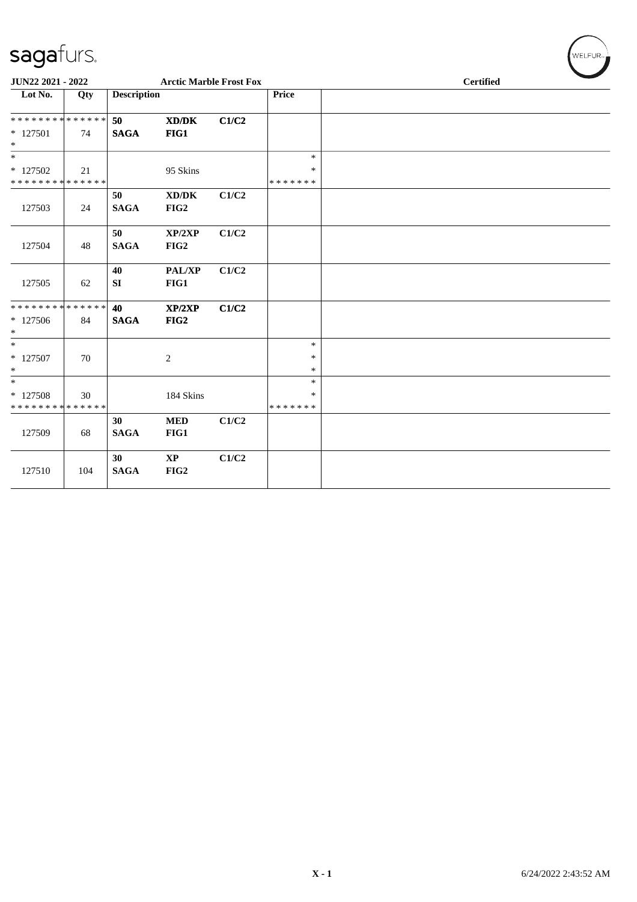sagafurs.

JUN22 2021 - 2022 | Arctic Marble Frost Fox | Certified

| Lot No. | Qty | Description | | | Price | |
|---|---|---|---|---|---|---|
| * * * * * * * * * * * * * * | | 50 | XD/DK | C1/C2 | | |
| * 127501 | 74 | SAGA | FIG1 | | | |
| * | | | | | | |
| * | | | | | * | |
| * 127502 | 21 | | 95 Skins | | * | |
| * * * * * * * * * * * * * * | | | | | * * * * * * * | |
| | | 50 | XD/DK | C1/C2 | | |
| 127503 | 24 | SAGA | FIG2 | | | |
| | | 50 | XP/2XP | C1/C2 | | |
| 127504 | 48 | SAGA | FIG2 | | | |
| | | 40 | PAL/XP | C1/C2 | | |
| 127505 | 62 | SI | FIG1 | | | |
| * * * * * * * * * * * * * * | | 40 | XP/2XP | C1/C2 | | |
| * 127506 | 84 | SAGA | FIG2 | | | |
| * | | | | | | |
| * | | | | | * | |
| * 127507 | 70 | | 2 | | * | |
| * | | | | | * | |
| * | | | | | * | |
| * 127508 | 30 | | 184 Skins | | * | |
| * * * * * * * * * * * * * * | | | | | * * * * * * * | |
| | | 30 | MED | C1/C2 | | |
| 127509 | 68 | SAGA | FIG1 | | | |
| | | 30 | XP | C1/C2 | | |
| 127510 | 104 | SAGA | FIG2 | | | |

X - 1 | 6/24/2022 2:43:52 AM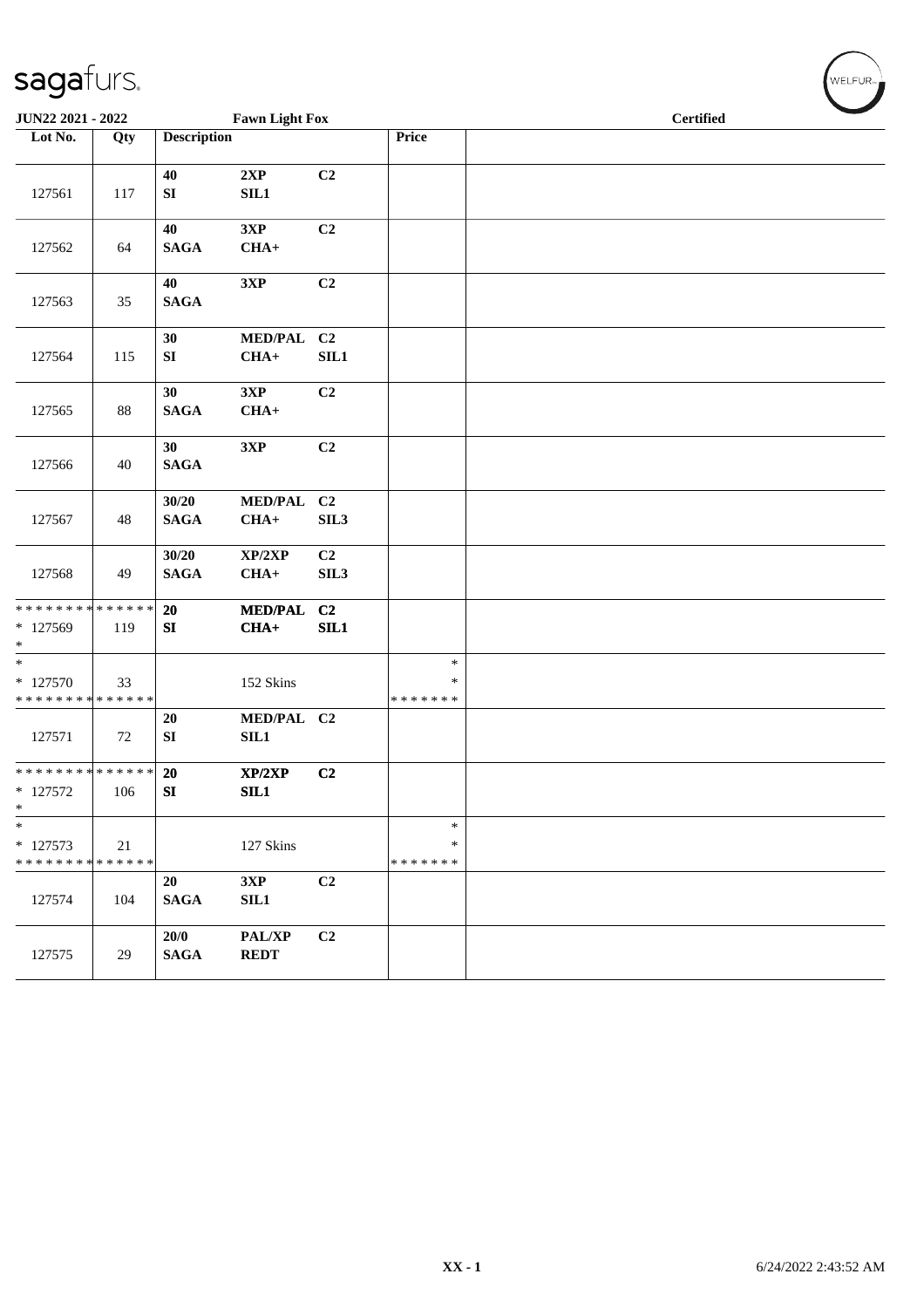JUN22 2021 - 2022 | Fawn Light Fox | Certified

| Lot No. | Qty | Description | | | Price | |
|---|---|---|---|---|---|---|
| 127561 | 117 | 40<br>SI | 2XP<br>SIL1 | C2 | | |
| 127562 | 64 | 40<br>SAGA | 3XP<br>CHA+ | C2 | | |
| 127563 | 35 | 40<br>SAGA | 3XP | C2 | | |
| 127564 | 115 | 30<br>SI | MED/PAL<br>CHA+ | C2<br>SIL1 | | |
| 127565 | 88 | 30<br>SAGA | 3XP<br>CHA+ | C2 | | |
| 127566 | 40 | 30<br>SAGA | 3XP | C2 | | |
| 127567 | 48 | 30/20<br>SAGA | MED/PAL<br>CHA+ | C2<br>SIL3 | | |
| 127568 | 49 | 30/20<br>SAGA | XP/2XP<br>CHA+ | C2<br>SIL3 | | |
| * * * * * * * * * * * * * *<br>* 127569<br>* | 119 | 20<br>SI | MED/PAL<br>CHA+ | C2<br>SIL1 | | |
| *<br>* 127570<br>* * * * * * * * * * * * * * | 33 | | 152 Skins | | *<br>*<br>* * * * * * * | |
| 127571 | 72 | 20<br>SI | MED/PAL<br>SIL1 | C2 | | |
| * * * * * * * * * * * * * *<br>* 127572<br>* | 106 | 20<br>SI | XP/2XP<br>SIL1 | C2 | | |
| *<br>* 127573<br>* * * * * * * * * * * * * * | 21 | | 127 Skins | | *<br>*<br>* * * * * * * | |
| 127574 | 104 | 20<br>SAGA | 3XP<br>SIL1 | C2 | | |
| 127575 | 29 | 20/0<br>SAGA | PAL/XP<br>REDT | C2 | | |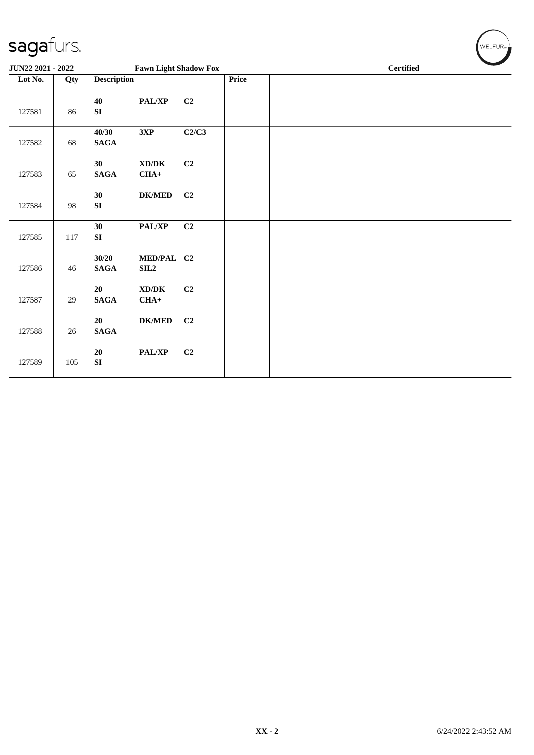**JUN22 2021 - 2022** **Fawn Light Shadow Fox** **Certified**

| Lot No. | Qty | Description | | | Price | |
|---|---|---|---|---|---|---|
| 127581 | 86 | 40 SI | PAL/XP | C2 | | |
| 127582 | 68 | 40/30 SAGA | 3XP | C2/C3 | | |
| 127583 | 65 | 30 SAGA | XD/DK CHA+ | C2 | | |
| 127584 | 98 | 30 SI | DK/MED | C2 | | |
| 127585 | 117 | 30 SI | PAL/XP | C2 | | |
| 127586 | 46 | 30/20 SAGA | MED/PAL SIL2 | C2 | | |
| 127587 | 29 | 20 SAGA | XD/DK CHA+ | C2 | | |
| 127588 | 26 | 20 SAGA | DK/MED | C2 | | |
| 127589 | 105 | 20 SI | PAL/XP | C2 | | |

6/24/2022 2:43:52 AM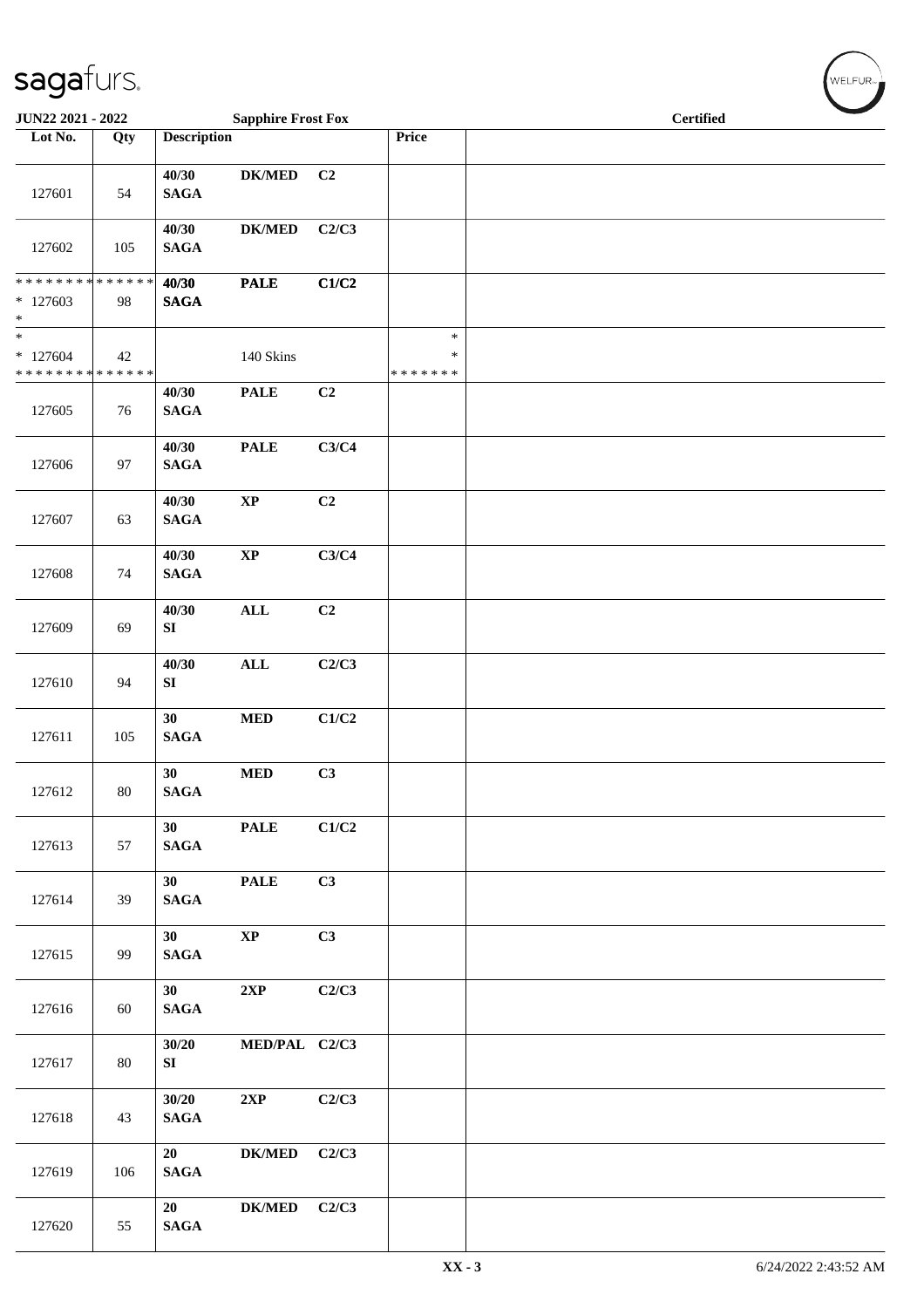| Lot No. | Qty | Description | | | Price | |
|---|---|---|---|---|---|---|
| 127601 | 54 | 40/30 SAGA | DK/MED | C2 | | |
| 127602 | 105 | 40/30 SAGA | DK/MED | C2/C3 | | |
| * * * * * * * * * * * * * * * 127603 * | 98 | 40/30 SAGA | PALE | C1/C2 | | |
| * * 127604 * * * * * * * * * * * * * * | 42 | | 140 Skins | | * * * * * * * * * | |
| 127605 | 76 | 40/30 SAGA | PALE | C2 | | |
| 127606 | 97 | 40/30 SAGA | PALE | C3/C4 | | |
| 127607 | 63 | 40/30 SAGA | XP | C2 | | |
| 127608 | 74 | 40/30 SAGA | XP | C3/C4 | | |
| 127609 | 69 | 40/30 SI | ALL | C2 | | |
| 127610 | 94 | 40/30 SI | ALL | C2/C3 | | |
| 127611 | 105 | 30 SAGA | MED | C1/C2 | | |
| 127612 | 80 | 30 SAGA | MED | C3 | | |
| 127613 | 57 | 30 SAGA | PALE | C1/C2 | | |
| 127614 | 39 | 30 SAGA | PALE | C3 | | |
| 127615 | 99 | 30 SAGA | XP | C3 | | |
| 127616 | 60 | 30 SAGA | 2XP | C2/C3 | | |
| 127617 | 80 | 30/20 SI | MED/PAL | C2/C3 | | |
| 127618 | 43 | 30/20 SAGA | 2XP | C2/C3 | | |
| 127619 | 106 | 20 SAGA | DK/MED | C2/C3 | | |
| 127620 | 55 | 20 SAGA | DK/MED | C2/C3 | | |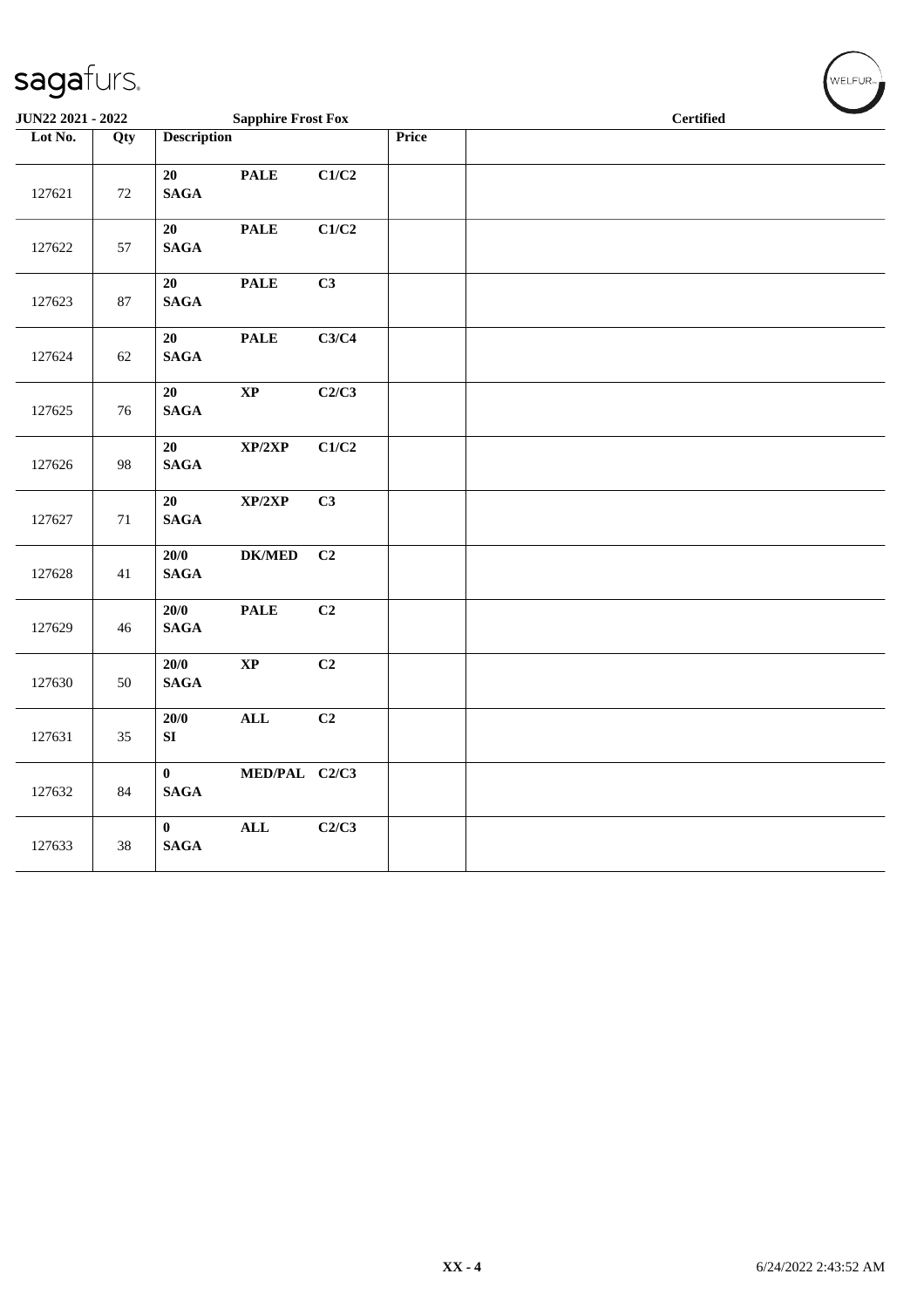| Lot No. | Qty | Description | | | Price | |
|---|---|---|---|---|---|---|
| 127621 | 72 | **20 SAGA** | **PALE** | **C1/C2** | | |
| 127622 | 57 | **20 SAGA** | **PALE** | **C1/C2** | | |
| 127623 | 87 | **20 SAGA** | **PALE** | **C3** | | |
| 127624 | 62 | **20 SAGA** | **PALE** | **C3/C4** | | |
| 127625 | 76 | **20 SAGA** | **XP** | **C2/C3** | | |
| 127626 | 98 | **20 SAGA** | **XP/2XP** | **C1/C2** | | |
| 127627 | 71 | **20 SAGA** | **XP/2XP** | **C3** | | |
| 127628 | 41 | **20/0 SAGA** | **DK/MED** | **C2** | | |
| 127629 | 46 | **20/0 SAGA** | **PALE** | **C2** | | |
| 127630 | 50 | **20/0 SAGA** | **XP** | **C2** | | |
| 127631 | 35 | **20/0 SI** | **ALL** | **C2** | | |
| 127632 | 84 | **0 SAGA** | **MED/PAL** | **C2/C3** | | |
| 127633 | 38 | **0 SAGA** | **ALL** | **C2/C3** | | |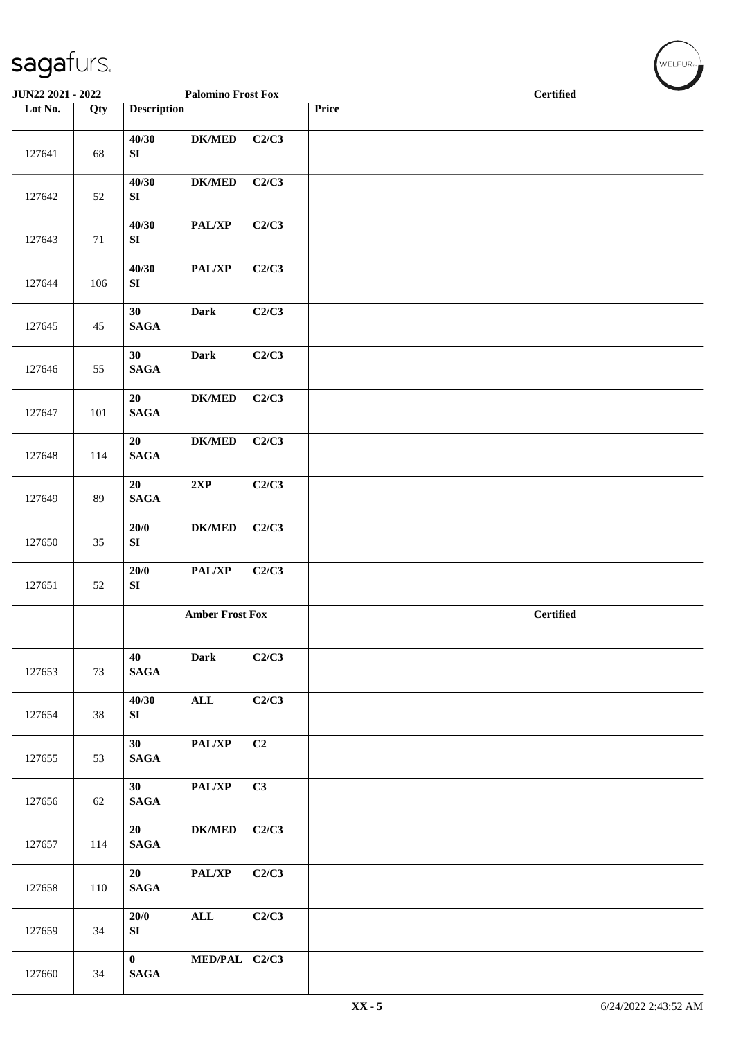| Lot No. | Qty | Description | | | Price | Palomino Frost Fox Certified |
|---|---|---|---|---|---|---|
| 127641 | 68 | 40/30 SI | DK/MED | C2/C3 | | |
| 127642 | 52 | 40/30 SI | DK/MED | C2/C3 | | |
| 127643 | 71 | 40/30 SI | PAL/XP | C2/C3 | | |
| 127644 | 106 | 40/30 SI | PAL/XP | C2/C3 | | |
| 127645 | 45 | 30 SAGA | Dark | C2/C3 | | |
| 127646 | 55 | 30 SAGA | Dark | C2/C3 | | |
| 127647 | 101 | 20 SAGA | DK/MED | C2/C3 | | |
| 127648 | 114 | 20 SAGA | DK/MED | C2/C3 | | |
| 127649 | 89 | 20 SAGA | 2XP | C2/C3 | | |
| 127650 | 35 | 20/0 SI | DK/MED | C2/C3 | | |
| 127651 | 52 | 20/0 SI | PAL/XP | C2/C3 | | |
| | | **Amber Frost Fox** | | | | **Certified** |
| 127653 | 73 | 40 SAGA | Dark | C2/C3 | | |
| 127654 | 38 | 40/30 SI | ALL | C2/C3 | | |
| 127655 | 53 | 30 SAGA | PAL/XP | C2 | | |
| 127656 | 62 | 30 SAGA | PAL/XP | C3 | | |
| 127657 | 114 | 20 SAGA | DK/MED | C2/C3 | | |
| 127658 | 110 | 20 SAGA | PAL/XP | C2/C3 | | |
| 127659 | 34 | 20/0 SI | ALL | C2/C3 | | |
| 127660 | 34 | 0 SAGA | MED/PAL | C2/C3 | | |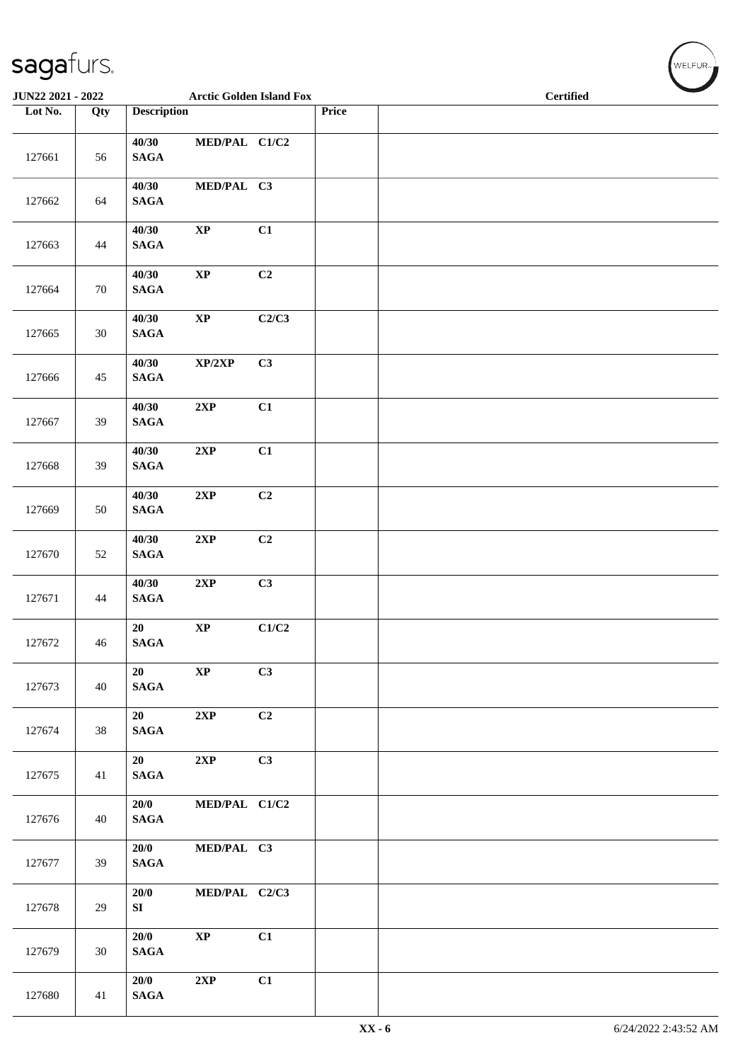| Lot No. | Qty | Description | | | Price | |
|---|---|---|---|---|---|---|
| 127661 | 56 | 40/30 SAGA | MED/PAL | C1/C2 | | |
| 127662 | 64 | 40/30 SAGA | MED/PAL | C3 | | |
| 127663 | 44 | 40/30 SAGA | XP | C1 | | |
| 127664 | 70 | 40/30 SAGA | XP | C2 | | |
| 127665 | 30 | 40/30 SAGA | XP | C2/C3 | | |
| 127666 | 45 | 40/30 SAGA | XP/2XP | C3 | | |
| 127667 | 39 | 40/30 SAGA | 2XP | C1 | | |
| 127668 | 39 | 40/30 SAGA | 2XP | C1 | | |
| 127669 | 50 | 40/30 SAGA | 2XP | C2 | | |
| 127670 | 52 | 40/30 SAGA | 2XP | C2 | | |
| 127671 | 44 | 40/30 SAGA | 2XP | C3 | | |
| 127672 | 46 | 20 SAGA | XP | C1/C2 | | |
| 127673 | 40 | 20 SAGA | XP | C3 | | |
| 127674 | 38 | 20 SAGA | 2XP | C2 | | |
| 127675 | 41 | 20 SAGA | 2XP | C3 | | |
| 127676 | 40 | 20/0 SAGA | MED/PAL | C1/C2 | | |
| 127677 | 39 | 20/0 SAGA | MED/PAL | C3 | | |
| 127678 | 29 | 20/0 SI | MED/PAL | C2/C3 | | |
| 127679 | 30 | 20/0 SAGA | XP | C1 | | |
| 127680 | 41 | 20/0 SAGA | 2XP | C1 | | |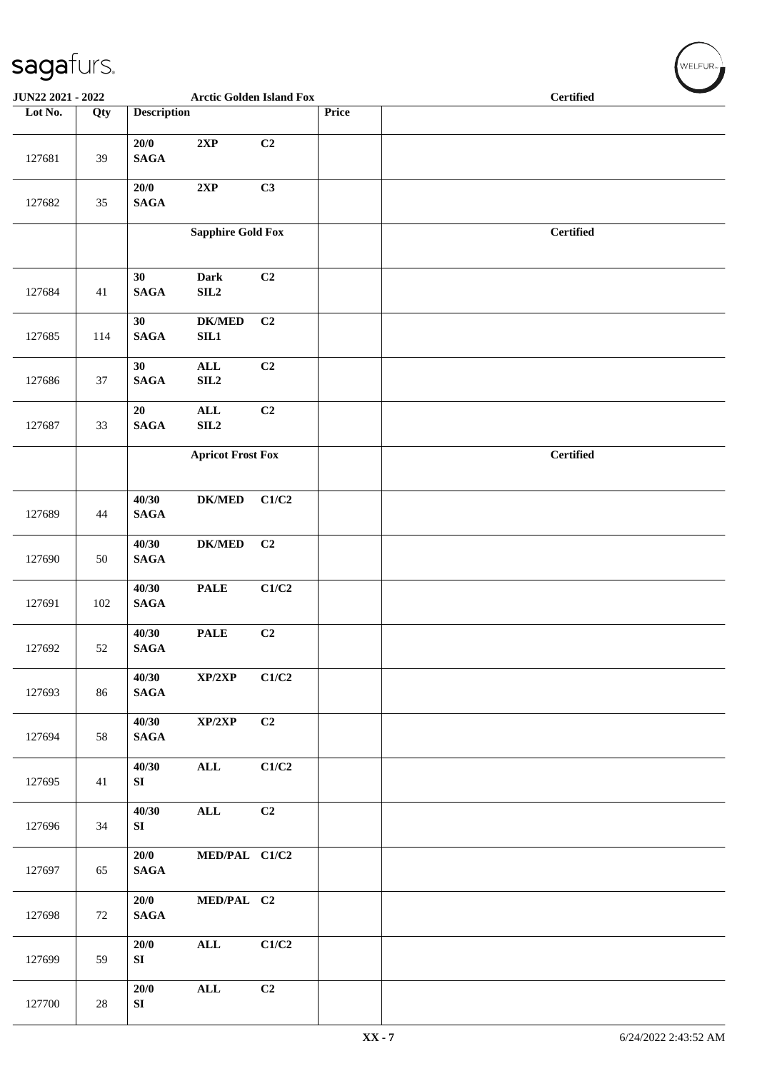| Lot No. | Qty | Description | | | Price | |
|---|---|---|---|---|---|---|
| | | **Arctic Golden Island Fox** | | | | **Certified** |
| 127681 | 39 | **20/0 SAGA** | **2XP** | **C2** | | |
| 127682 | 35 | **20/0 SAGA** | **2XP** | **C3** | | |
| | | **Sapphire Gold Fox** | | | | **Certified** |
| 127684 | 41 | **30 SAGA** | **Dark SIL2** | **C2** | | |
| 127685 | 114 | **30 SAGA** | **DK/MED SIL1** | **C2** | | |
| 127686 | 37 | **30 SAGA** | **ALL SIL2** | **C2** | | |
| 127687 | 33 | **20 SAGA** | **ALL SIL2** | **C2** | | |
| | | **Apricot Frost Fox** | | | | **Certified** |
| 127689 | 44 | **40/30 SAGA** | **DK/MED** | **C1/C2** | | |
| 127690 | 50 | **40/30 SAGA** | **DK/MED** | **C2** | | |
| 127691 | 102 | **40/30 SAGA** | **PALE** | **C1/C2** | | |
| 127692 | 52 | **40/30 SAGA** | **PALE** | **C2** | | |
| 127693 | 86 | **40/30 SAGA** | **XP/2XP** | **C1/C2** | | |
| 127694 | 58 | **40/30 SAGA** | **XP/2XP** | **C2** | | |
| 127695 | 41 | **40/30 SI** | **ALL** | **C1/C2** | | |
| 127696 | 34 | **40/30 SI** | **ALL** | **C2** | | |
| 127697 | 65 | **20/0 SAGA** | **MED/PAL** | **C1/C2** | | |
| 127698 | 72 | **20/0 SAGA** | **MED/PAL** | **C2** | | |
| 127699 | 59 | **20/0 SI** | **ALL** | **C1/C2** | | |
| 127700 | 28 | **20/0 SI** | **ALL** | **C2** | | |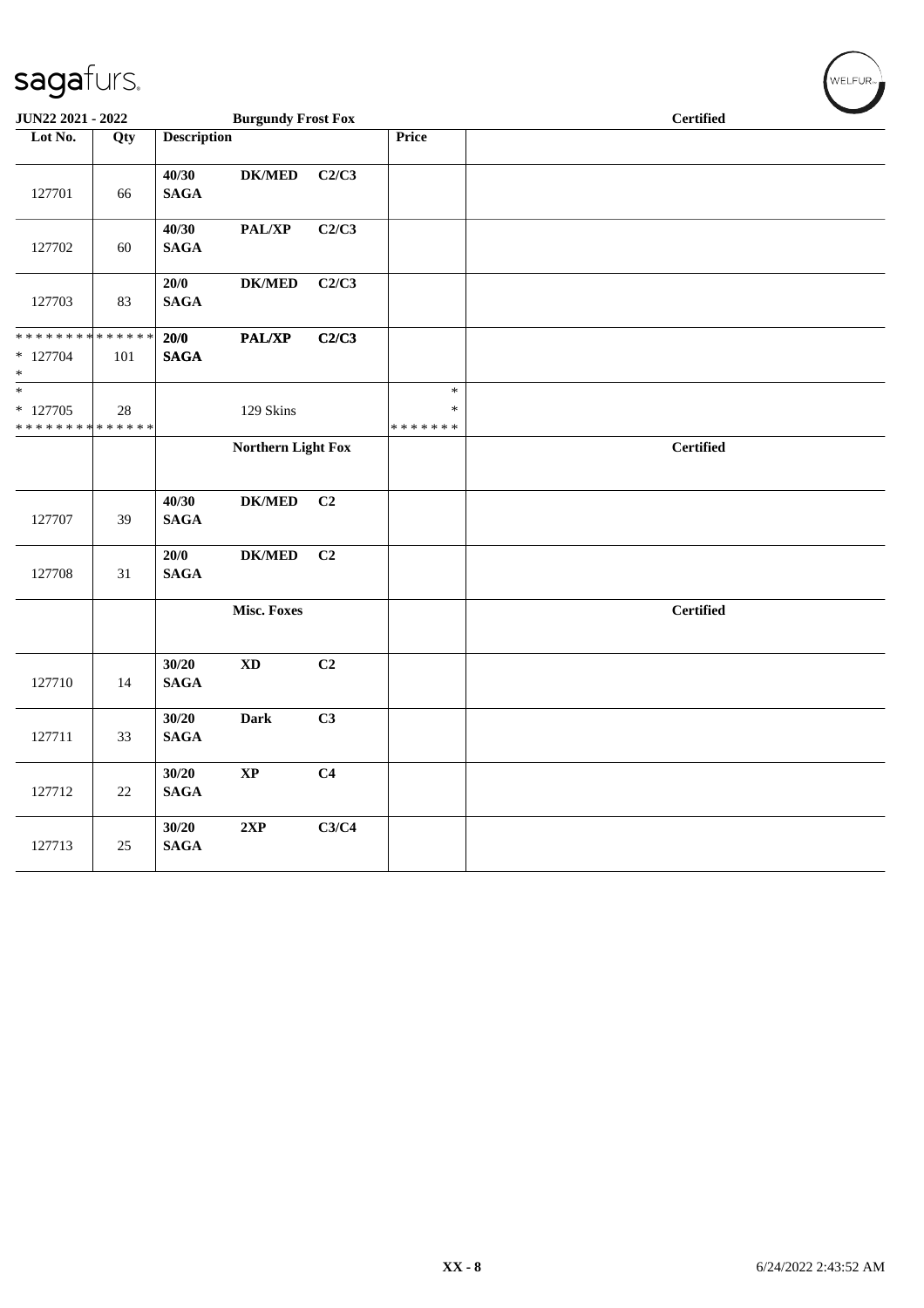| Lot No. | Qty | Description | | | Price | |
|---|---|---|---|---|---|---|
| | | **Burgundy Frost Fox** | | | | **Certified** |
| 127701 | 66 | **40/30 SAGA** | **DK/MED** | **C2/C3** | | |
| 127702 | 60 | **40/30 SAGA** | **PAL/XP** | **C2/C3** | | |
| 127703 | 83 | **20/0 SAGA** | **DK/MED** | **C2/C3** | | |
| * * * * * * * * * * * * * * * 127704 * | 101 | **20/0 SAGA** | **PAL/XP** | **C2/C3** | | |
| * * 127705 * * * * * * * * * * * * * * | 28 | | 129 Skins | | * * * * * * * * * | |
| | | **Northern Light Fox** | | | | **Certified** |
| 127707 | 39 | **40/30 SAGA** | **DK/MED** | **C2** | | |
| 127708 | 31 | **20/0 SAGA** | **DK/MED** | **C2** | | |
| | | **Misc. Foxes** | | | | **Certified** |
| 127710 | 14 | **30/20 SAGA** | **XD** | **C2** | | |
| 127711 | 33 | **30/20 SAGA** | **Dark** | **C3** | | |
| 127712 | 22 | **30/20 SAGA** | **XP** | **C4** | | |
| 127713 | 25 | **30/20 SAGA** | **2XP** | **C3/C4** | | |